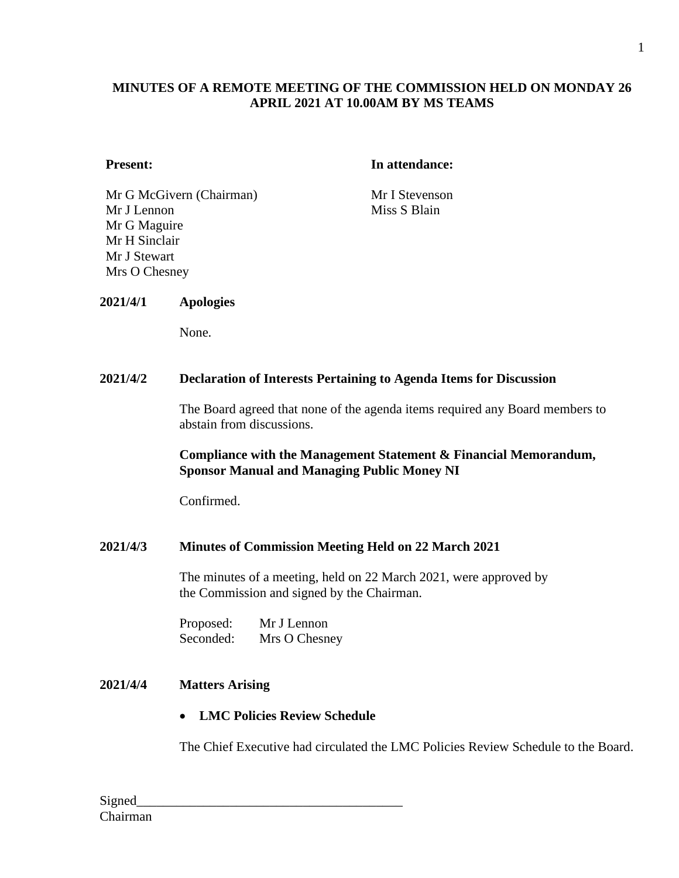# MINUTES OF A REMOTE MEETING OF THE COMMISSION HELD ON MONDAY 26 APRIL 2021 AT 10.00AM BY MS TEAMS

**Present:**

Mr G McGivern (Chairman)
Mr J Lennon
Mr G Maguire
Mr H Sinclair
Mr J Stewart
Mrs O Chesney

**In attendance:**

Mr I Stevenson
Miss S Blain

**2021/4/1 Apologies**

None.

**2021/4/2 Declaration of Interests Pertaining to Agenda Items for Discussion**

The Board agreed that none of the agenda items required any Board members to abstain from discussions.

**Compliance with the Management Statement & Financial Memorandum, Sponsor Manual and Managing Public Money NI**

Confirmed.

**2021/4/3 Minutes of Commission Meeting Held on 22 March 2021**

The minutes of a meeting, held on 22 March 2021, were approved by the Commission and signed by the Chairman.

Proposed: Mr J Lennon
Seconded: Mrs O Chesney

**2021/4/4 Matters Arising**

- **LMC Policies Review Schedule**

The Chief Executive had circulated the LMC Policies Review Schedule to the Board.

Signed________________________________________
Chairman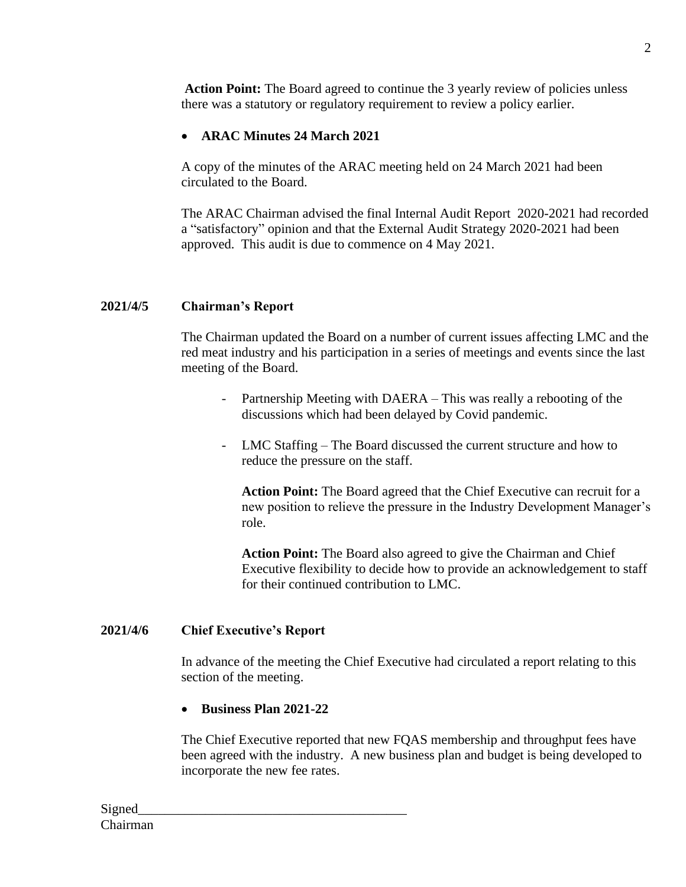**Action Point:** The Board agreed to continue the 3 yearly review of policies unless there was a statutory or regulatory requirement to review a policy earlier.

- **ARAC Minutes 24 March 2021**

A copy of the minutes of the ARAC meeting held on 24 March 2021 had been circulated to the Board.

The ARAC Chairman advised the final Internal Audit Report 2020-2021 had recorded a "satisfactory" opinion and that the External Audit Strategy 2020-2021 had been approved. This audit is due to commence on 4 May 2021.

**2021/4/5 Chairman's Report**

The Chairman updated the Board on a number of current issues affecting LMC and the red meat industry and his participation in a series of meetings and events since the last meeting of the Board.

- Partnership Meeting with DAERA – This was really a rebooting of the discussions which had been delayed by Covid pandemic.

- LMC Staffing – The Board discussed the current structure and how to reduce the pressure on the staff.

  **Action Point:** The Board agreed that the Chief Executive can recruit for a new position to relieve the pressure in the Industry Development Manager's role.

  **Action Point:** The Board also agreed to give the Chairman and Chief Executive flexibility to decide how to provide an acknowledgement to staff for their continued contribution to LMC.

**2021/4/6 Chief Executive's Report**

In advance of the meeting the Chief Executive had circulated a report relating to this section of the meeting.

- **Business Plan 2021-22**

The Chief Executive reported that new FQAS membership and throughput fees have been agreed with the industry. A new business plan and budget is being developed to incorporate the new fee rates.

Signed_______________________________________
Chairman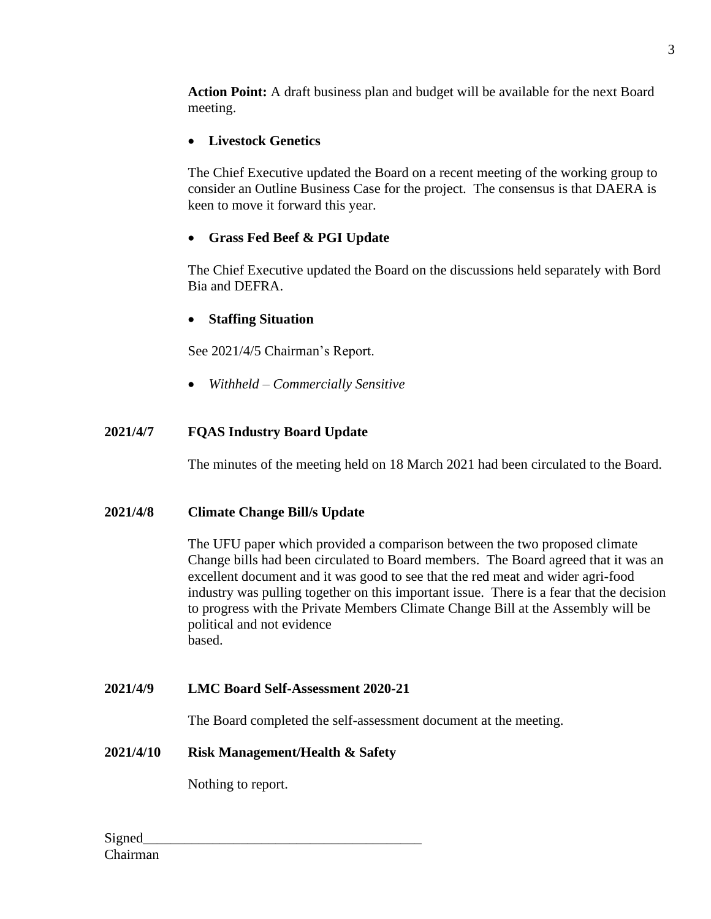**Action Point:** A draft business plan and budget will be available for the next Board meeting.

- **Livestock Genetics**

The Chief Executive updated the Board on a recent meeting of the working group to consider an Outline Business Case for the project. The consensus is that DAERA is keen to move it forward this year.

- **Grass Fed Beef & PGI Update**

The Chief Executive updated the Board on the discussions held separately with Bord Bia and DEFRA.

- **Staffing Situation**

See 2021/4/5 Chairman's Report.

- *Withheld – Commercially Sensitive*

**2021/4/7 FQAS Industry Board Update**

The minutes of the meeting held on 18 March 2021 had been circulated to the Board.

**2021/4/8 Climate Change Bill/s Update**

The UFU paper which provided a comparison between the two proposed climate Change bills had been circulated to Board members. The Board agreed that it was an excellent document and it was good to see that the red meat and wider agri-food industry was pulling together on this important issue. There is a fear that the decision to progress with the Private Members Climate Change Bill at the Assembly will be political and not evidence based.

**2021/4/9 LMC Board Self-Assessment 2020-21**

The Board completed the self-assessment document at the meeting.

**2021/4/10 Risk Management/Health & Safety**

Nothing to report.

Signed________________________________________
Chairman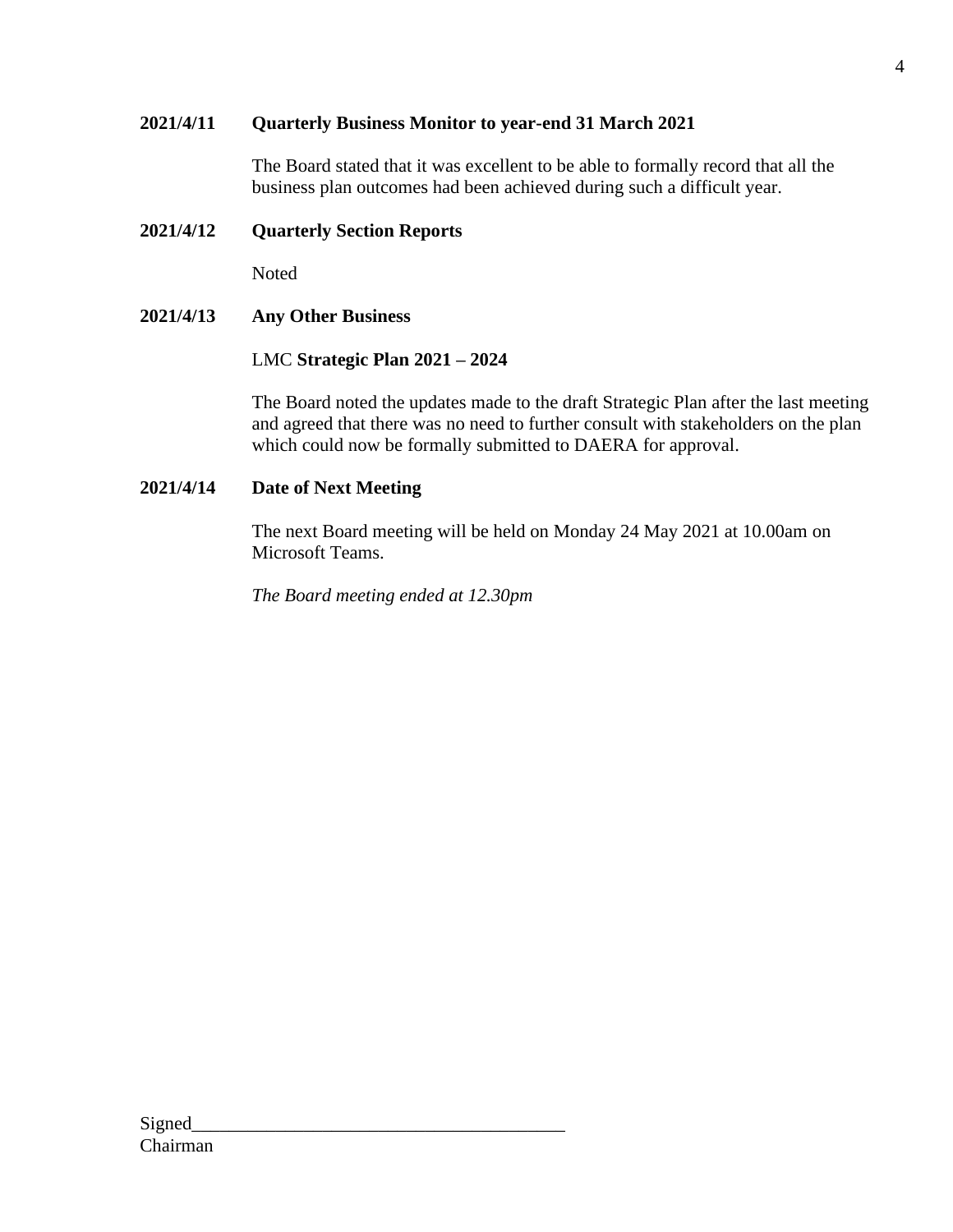**2021/4/11 Quarterly Business Monitor to year-end 31 March 2021**

The Board stated that it was excellent to be able to formally record that all the business plan outcomes had been achieved during such a difficult year.

**2021/4/12 Quarterly Section Reports**

Noted

**2021/4/13 Any Other Business**

LMC **Strategic Plan 2021 – 2024**

The Board noted the updates made to the draft Strategic Plan after the last meeting and agreed that there was no need to further consult with stakeholders on the plan which could now be formally submitted to DAERA for approval.

**2021/4/14 Date of Next Meeting**

The next Board meeting will be held on Monday 24 May 2021 at 10.00am on Microsoft Teams.

*The Board meeting ended at 12.30pm*

Signed________________________________________
Chairman